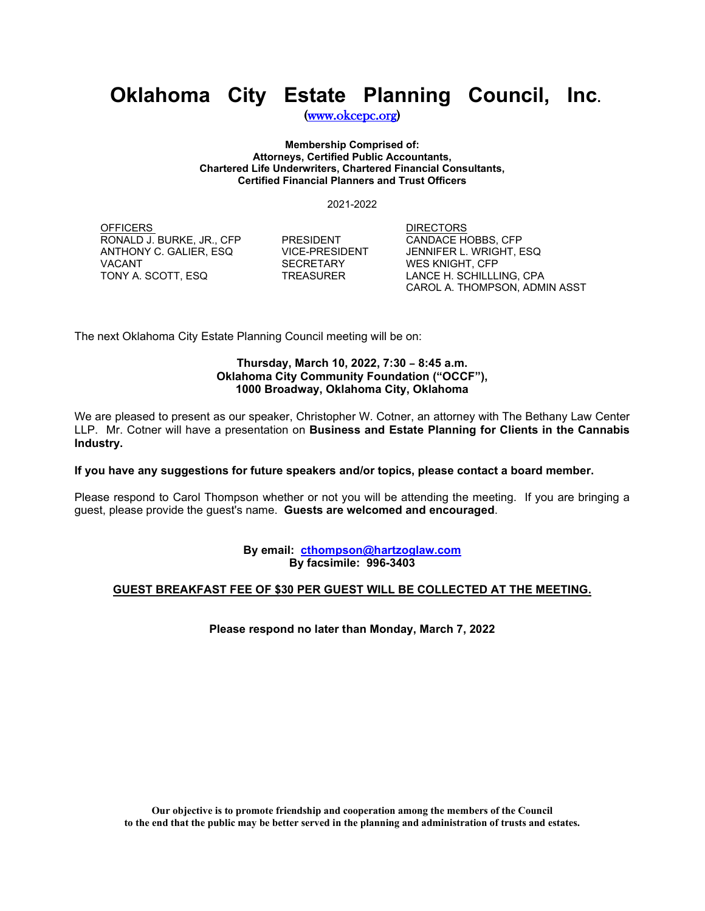# Oklahoma City Estate Planning Council, Inc.

(www.okcepc.org)

**Membership Comprised of:**
**Attorneys, Certified Public Accountants,**
**Chartered Life Underwriters, Chartered Financial Consultants,**
**Certified Financial Planners and Trust Officers**

2021-2022

| OFFICERS | | DIRECTORS |
|---|---|---|
| RONALD J. BURKE, JR., CFP | PRESIDENT | CANDACE HOBBS, CFP |
| ANTHONY C. GALIER, ESQ | VICE-PRESIDENT | JENNIFER L. WRIGHT, ESQ |
| VACANT | SECRETARY | WES KNIGHT, CFP |
| TONY A. SCOTT, ESQ | TREASURER | LANCE H. SCHILLLING, CPA |
| | | CAROL A. THOMPSON, ADMIN ASST |

The next Oklahoma City Estate Planning Council meeting will be on:

**Thursday, March 10, 2022, 7:30 – 8:45 a.m.**
**Oklahoma City Community Foundation (“OCCF”),**
**1000 Broadway, Oklahoma City, Oklahoma**

We are pleased to present as our speaker, Christopher W. Cotner, an attorney with The Bethany Law Center LLP. Mr. Cotner will have a presentation on **Business and Estate Planning for Clients in the Cannabis Industry.**

**If you have any suggestions for future speakers and/or topics, please contact a board member.**

Please respond to Carol Thompson whether or not you will be attending the meeting. If you are bringing a guest, please provide the guest's name. **Guests are welcomed and encouraged**.

**By email: cthompson@hartzoglaw.com**
**By facsimile: 996-3403**

**GUEST BREAKFAST FEE OF $30 PER GUEST WILL BE COLLECTED AT THE MEETING.**

**Please respond no later than Monday, March 7, 2022**

**Our objective is to promote friendship and cooperation among the members of the Council to the end that the public may be better served in the planning and administration of trusts and estates.**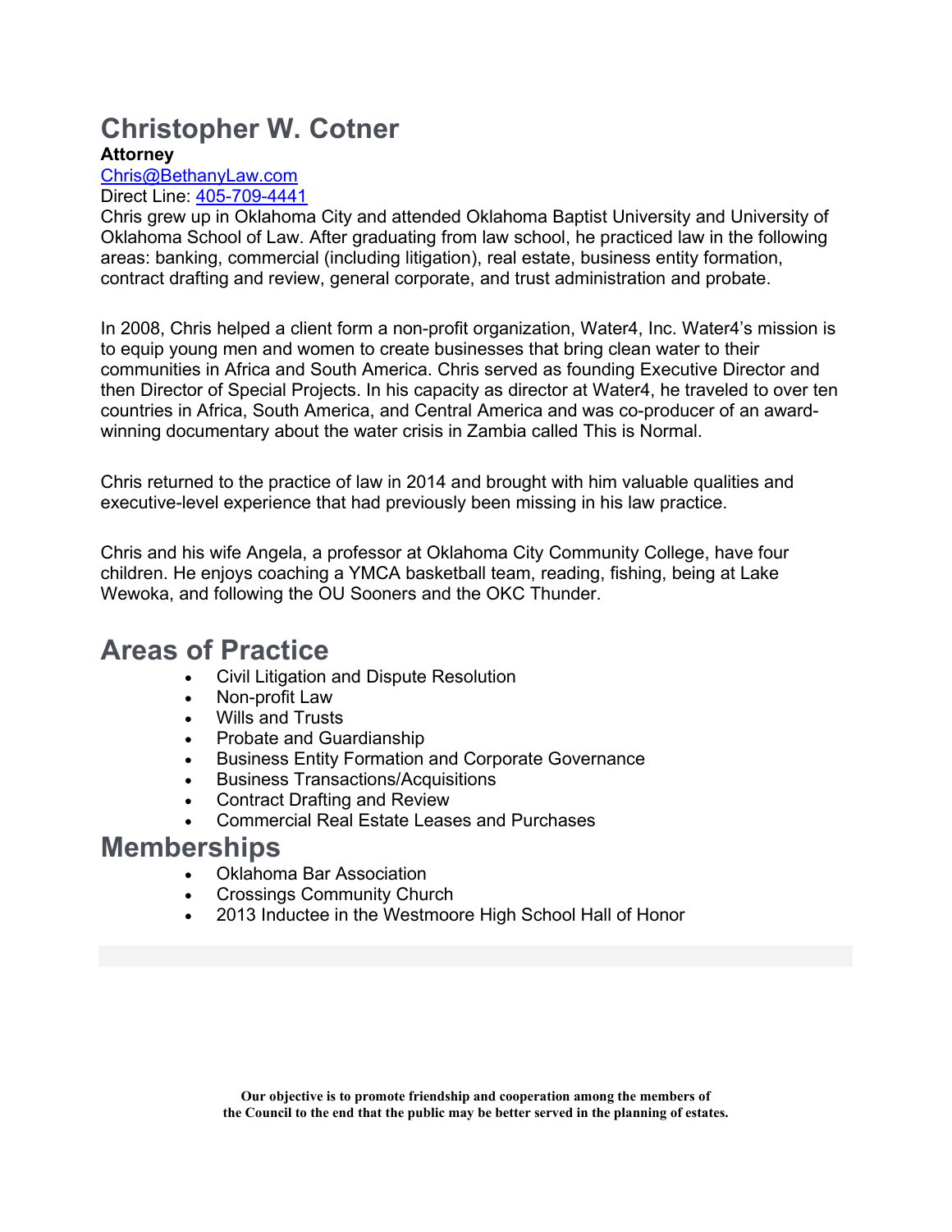# Christopher W. Cotner

**Attorney**

Chris@BethanyLaw.com

Direct Line: 405-709-4441

Chris grew up in Oklahoma City and attended Oklahoma Baptist University and University of Oklahoma School of Law. After graduating from law school, he practiced law in the following areas: banking, commercial (including litigation), real estate, business entity formation, contract drafting and review, general corporate, and trust administration and probate.

In 2008, Chris helped a client form a non-profit organization, Water4, Inc. Water4's mission is to equip young men and women to create businesses that bring clean water to their communities in Africa and South America. Chris served as founding Executive Director and then Director of Special Projects. In his capacity as director at Water4, he traveled to over ten countries in Africa, South America, and Central America and was co-producer of an award-winning documentary about the water crisis in Zambia called This is Normal.

Chris returned to the practice of law in 2014 and brought with him valuable qualities and executive-level experience that had previously been missing in his law practice.

Chris and his wife Angela, a professor at Oklahoma City Community College, have four children. He enjoys coaching a YMCA basketball team, reading, fishing, being at Lake Wewoka, and following the OU Sooners and the OKC Thunder.

## Areas of Practice

- Civil Litigation and Dispute Resolution
- Non-profit Law
- Wills and Trusts
- Probate and Guardianship
- Business Entity Formation and Corporate Governance
- Business Transactions/Acquisitions
- Contract Drafting and Review
- Commercial Real Estate Leases and Purchases

## Memberships

- Oklahoma Bar Association
- Crossings Community Church
- 2013 Inductee in the Westmoore High School Hall of Honor

**Our objective is to promote friendship and cooperation among the members of the Council to the end that the public may be better served in the planning of estates.**